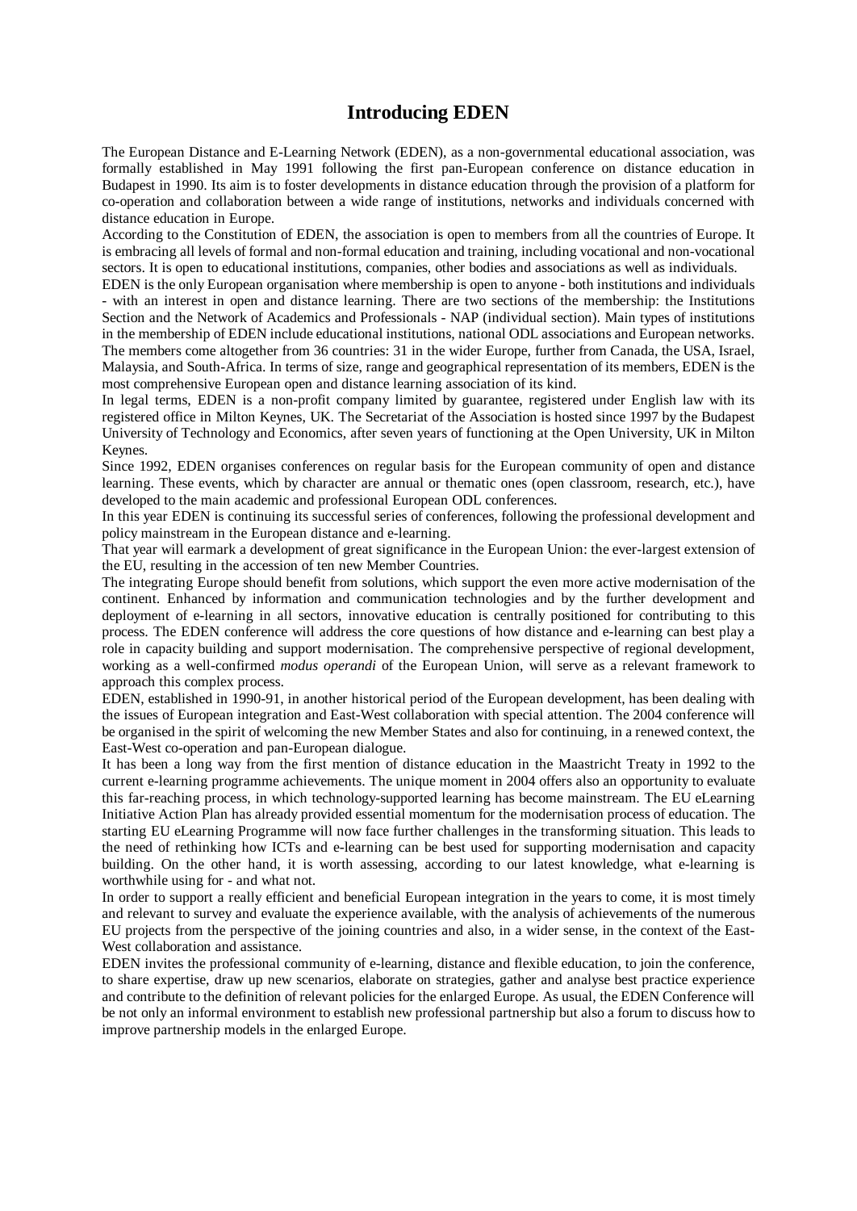# Introducing EDEN

The European Distance and E-Learning Network (EDEN), as a non-governmental educational association, was formally established in May 1991 following the first pan-European conference on distance education in Budapest in 1990. Its aim is to foster developments in distance education through the provision of a platform for co-operation and collaboration between a wide range of institutions, networks and individuals concerned with distance education in Europe.

According to the Constitution of EDEN, the association is open to members from all the countries of Europe. It is embracing all levels of formal and non-formal education and training, including vocational and non-vocational sectors. It is open to educational institutions, companies, other bodies and associations as well as individuals.

EDEN is the only European organisation where membership is open to anyone - both institutions and individuals - with an interest in open and distance learning. There are two sections of the membership: the Institutions Section and the Network of Academics and Professionals - NAP (individual section). Main types of institutions in the membership of EDEN include educational institutions, national ODL associations and European networks. The members come altogether from 36 countries: 31 in the wider Europe, further from Canada, the USA, Israel, Malaysia, and South-Africa. In terms of size, range and geographical representation of its members, EDEN is the most comprehensive European open and distance learning association of its kind.

In legal terms, EDEN is a non-profit company limited by guarantee, registered under English law with its registered office in Milton Keynes, UK. The Secretariat of the Association is hosted since 1997 by the Budapest University of Technology and Economics, after seven years of functioning at the Open University, UK in Milton Keynes.

Since 1992, EDEN organises conferences on regular basis for the European community of open and distance learning. These events, which by character are annual or thematic ones (open classroom, research, etc.), have developed to the main academic and professional European ODL conferences.

In this year EDEN is continuing its successful series of conferences, following the professional development and policy mainstream in the European distance and e-learning.

That year will earmark a development of great significance in the European Union: the ever-largest extension of the EU, resulting in the accession of ten new Member Countries.

The integrating Europe should benefit from solutions, which support the even more active modernisation of the continent. Enhanced by information and communication technologies and by the further development and deployment of e-learning in all sectors, innovative education is centrally positioned for contributing to this process. The EDEN conference will address the core questions of how distance and e-learning can best play a role in capacity building and support modernisation. The comprehensive perspective of regional development, working as a well-confirmed *modus operandi* of the European Union, will serve as a relevant framework to approach this complex process.

EDEN, established in 1990-91, in another historical period of the European development, has been dealing with the issues of European integration and East-West collaboration with special attention. The 2004 conference will be organised in the spirit of welcoming the new Member States and also for continuing, in a renewed context, the East-West co-operation and pan-European dialogue.

It has been a long way from the first mention of distance education in the Maastricht Treaty in 1992 to the current e-learning programme achievements. The unique moment in 2004 offers also an opportunity to evaluate this far-reaching process, in which technology-supported learning has become mainstream. The EU eLearning Initiative Action Plan has already provided essential momentum for the modernisation process of education. The starting EU eLearning Programme will now face further challenges in the transforming situation. This leads to the need of rethinking how ICTs and e-learning can be best used for supporting modernisation and capacity building. On the other hand, it is worth assessing, according to our latest knowledge, what e-learning is worthwhile using for - and what not.

In order to support a really efficient and beneficial European integration in the years to come, it is most timely and relevant to survey and evaluate the experience available, with the analysis of achievements of the numerous EU projects from the perspective of the joining countries and also, in a wider sense, in the context of the East-West collaboration and assistance.

EDEN invites the professional community of e-learning, distance and flexible education, to join the conference, to share expertise, draw up new scenarios, elaborate on strategies, gather and analyse best practice experience and contribute to the definition of relevant policies for the enlarged Europe. As usual, the EDEN Conference will be not only an informal environment to establish new professional partnership but also a forum to discuss how to improve partnership models in the enlarged Europe.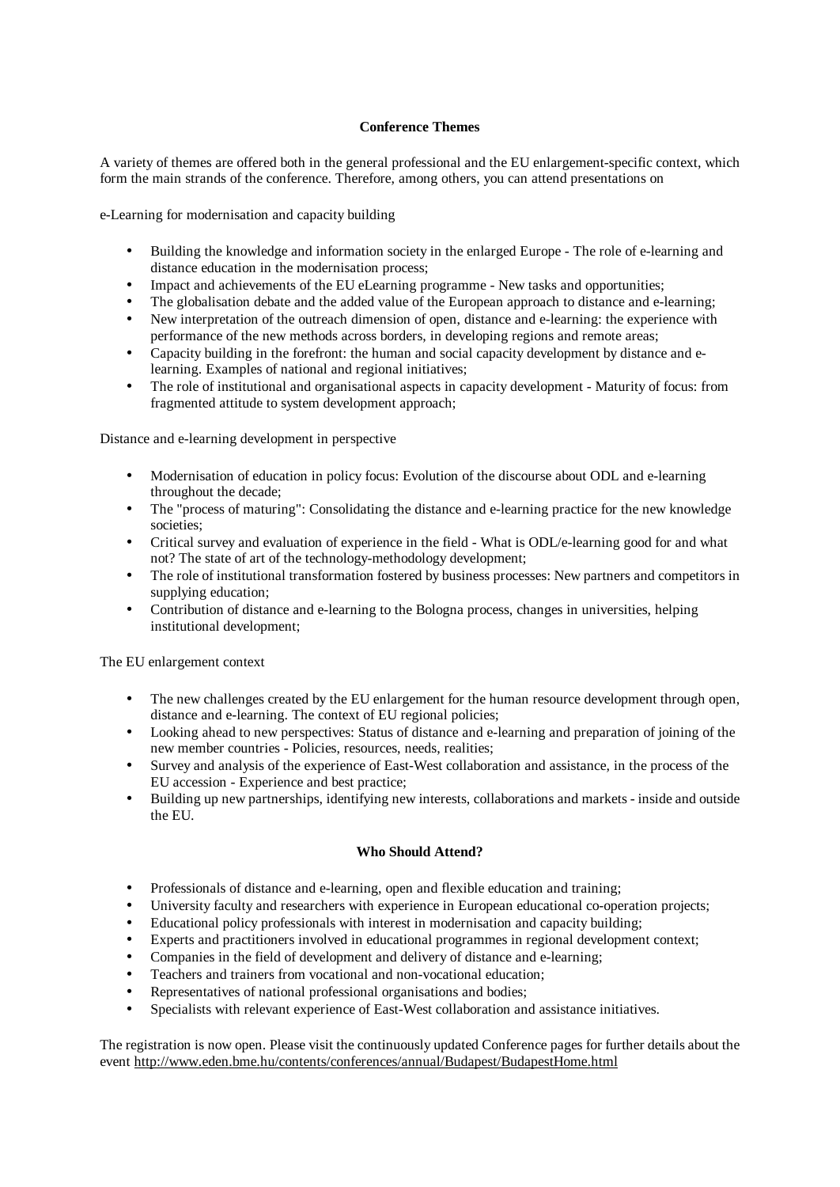## Conference Themes

A variety of themes are offered both in the general professional and the EU enlargement-specific context, which form the main strands of the conference. Therefore, among others, you can attend presentations on

e-Learning for modernisation and capacity building

- Building the knowledge and information society in the enlarged Europe - The role of e-learning and distance education in the modernisation process;
- Impact and achievements of the EU eLearning programme - New tasks and opportunities;
- The globalisation debate and the added value of the European approach to distance and e-learning;
- New interpretation of the outreach dimension of open, distance and e-learning: the experience with performance of the new methods across borders, in developing regions and remote areas;
- Capacity building in the forefront: the human and social capacity development by distance and e-learning. Examples of national and regional initiatives;
- The role of institutional and organisational aspects in capacity development - Maturity of focus: from fragmented attitude to system development approach;

Distance and e-learning development in perspective

- Modernisation of education in policy focus: Evolution of the discourse about ODL and e-learning throughout the decade;
- The "process of maturing": Consolidating the distance and e-learning practice for the new knowledge societies;
- Critical survey and evaluation of experience in the field - What is ODL/e-learning good for and what not? The state of art of the technology-methodology development;
- The role of institutional transformation fostered by business processes: New partners and competitors in supplying education;
- Contribution of distance and e-learning to the Bologna process, changes in universities, helping institutional development;

The EU enlargement context

- The new challenges created by the EU enlargement for the human resource development through open, distance and e-learning. The context of EU regional policies;
- Looking ahead to new perspectives: Status of distance and e-learning and preparation of joining of the new member countries - Policies, resources, needs, realities;
- Survey and analysis of the experience of East-West collaboration and assistance, in the process of the EU accession - Experience and best practice;
- Building up new partnerships, identifying new interests, collaborations and markets - inside and outside the EU.

## Who Should Attend?

- Professionals of distance and e-learning, open and flexible education and training;
- University faculty and researchers with experience in European educational co-operation projects;
- Educational policy professionals with interest in modernisation and capacity building;
- Experts and practitioners involved in educational programmes in regional development context;
- Companies in the field of development and delivery of distance and e-learning;
- Teachers and trainers from vocational and non-vocational education;
- Representatives of national professional organisations and bodies;
- Specialists with relevant experience of East-West collaboration and assistance initiatives.

The registration is now open. Please visit the continuously updated Conference pages for further details about the event http://www.eden.bme.hu/contents/conferences/annual/Budapest/BudapestHome.html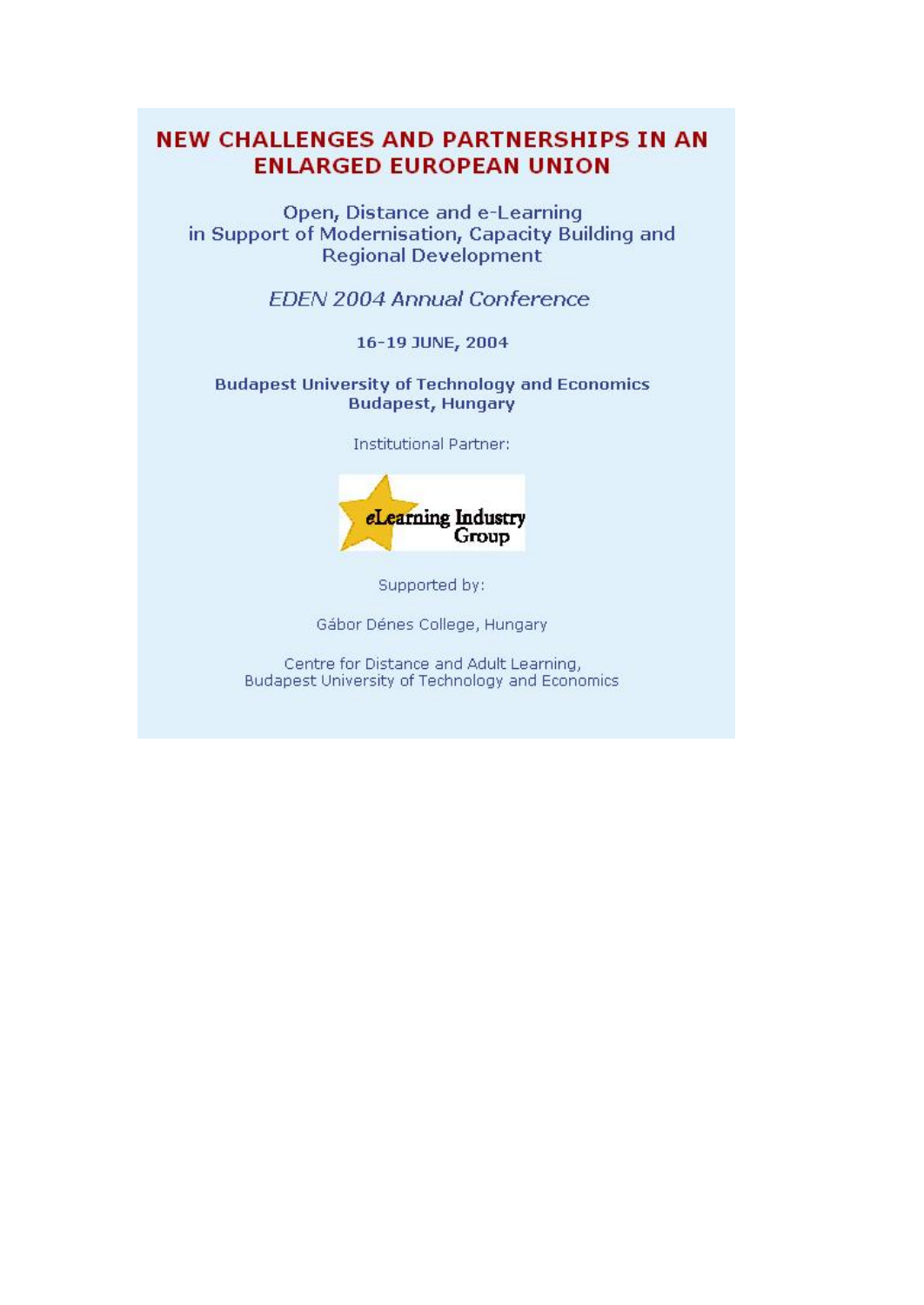# NEW CHALLENGES AND PARTNERSHIPS IN AN ENLARGED EUROPEAN UNION

Open, Distance and e-Learning
in Support of Modernisation, Capacity Building and
Regional Development

*EDEN 2004 Annual Conference*

**16-19 JUNE, 2004**

**Budapest University of Technology and Economics**
**Budapest, Hungary**

Institutional Partner:

eLearning Industry Group

Supported by:

Gábor Dénes College, Hungary

Centre for Distance and Adult Learning,
Budapest University of Technology and Economics